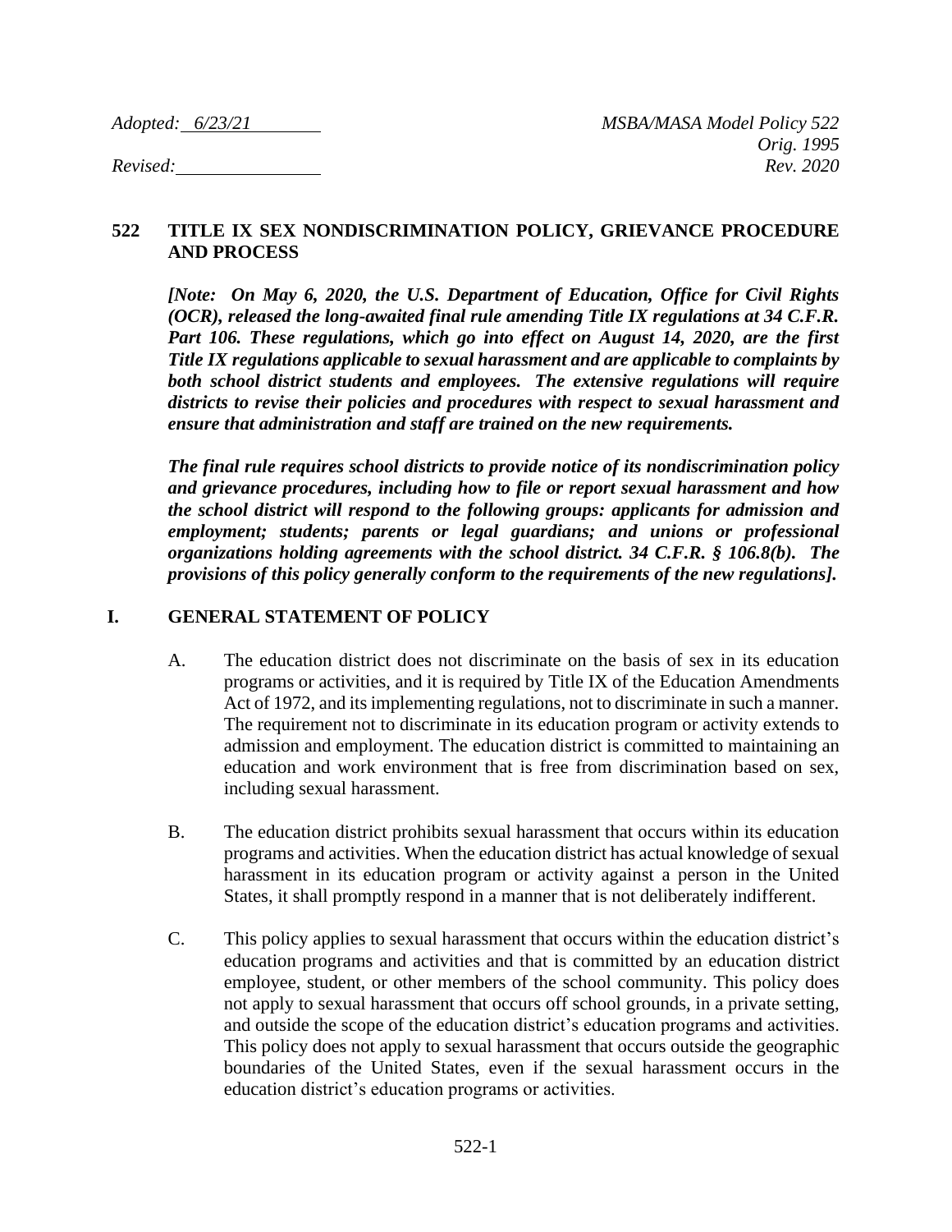Adopted: 6/23/21 MSBA/MASA Model Policy 522

Orig. 1995

Revised: Rev. 2020

# 522 TITLE IX SEX NONDISCRIMINATION POLICY, GRIEVANCE PROCEDURE AND PROCESS

***[Note: On May 6, 2020, the U.S. Department of Education, Office for Civil Rights (OCR), released the long-awaited final rule amending Title IX regulations at 34 C.F.R. Part 106. These regulations, which go into effect on August 14, 2020, are the first Title IX regulations applicable to sexual harassment and are applicable to complaints by both school district students and employees. The extensive regulations will require districts to revise their policies and procedures with respect to sexual harassment and ensure that administration and staff are trained on the new requirements.***

***The final rule requires school districts to provide notice of its nondiscrimination policy and grievance procedures, including how to file or report sexual harassment and how the school district will respond to the following groups: applicants for admission and employment; students; parents or legal guardians; and unions or professional organizations holding agreements with the school district. 34 C.F.R. § 106.8(b). The provisions of this policy generally conform to the requirements of the new regulations].***

## I. GENERAL STATEMENT OF POLICY

A. The education district does not discriminate on the basis of sex in its education programs or activities, and it is required by Title IX of the Education Amendments Act of 1972, and its implementing regulations, not to discriminate in such a manner. The requirement not to discriminate in its education program or activity extends to admission and employment. The education district is committed to maintaining an education and work environment that is free from discrimination based on sex, including sexual harassment.

B. The education district prohibits sexual harassment that occurs within its education programs and activities. When the education district has actual knowledge of sexual harassment in its education program or activity against a person in the United States, it shall promptly respond in a manner that is not deliberately indifferent.

C. This policy applies to sexual harassment that occurs within the education district's education programs and activities and that is committed by an education district employee, student, or other members of the school community. This policy does not apply to sexual harassment that occurs off school grounds, in a private setting, and outside the scope of the education district's education programs and activities. This policy does not apply to sexual harassment that occurs outside the geographic boundaries of the United States, even if the sexual harassment occurs in the education district's education programs or activities.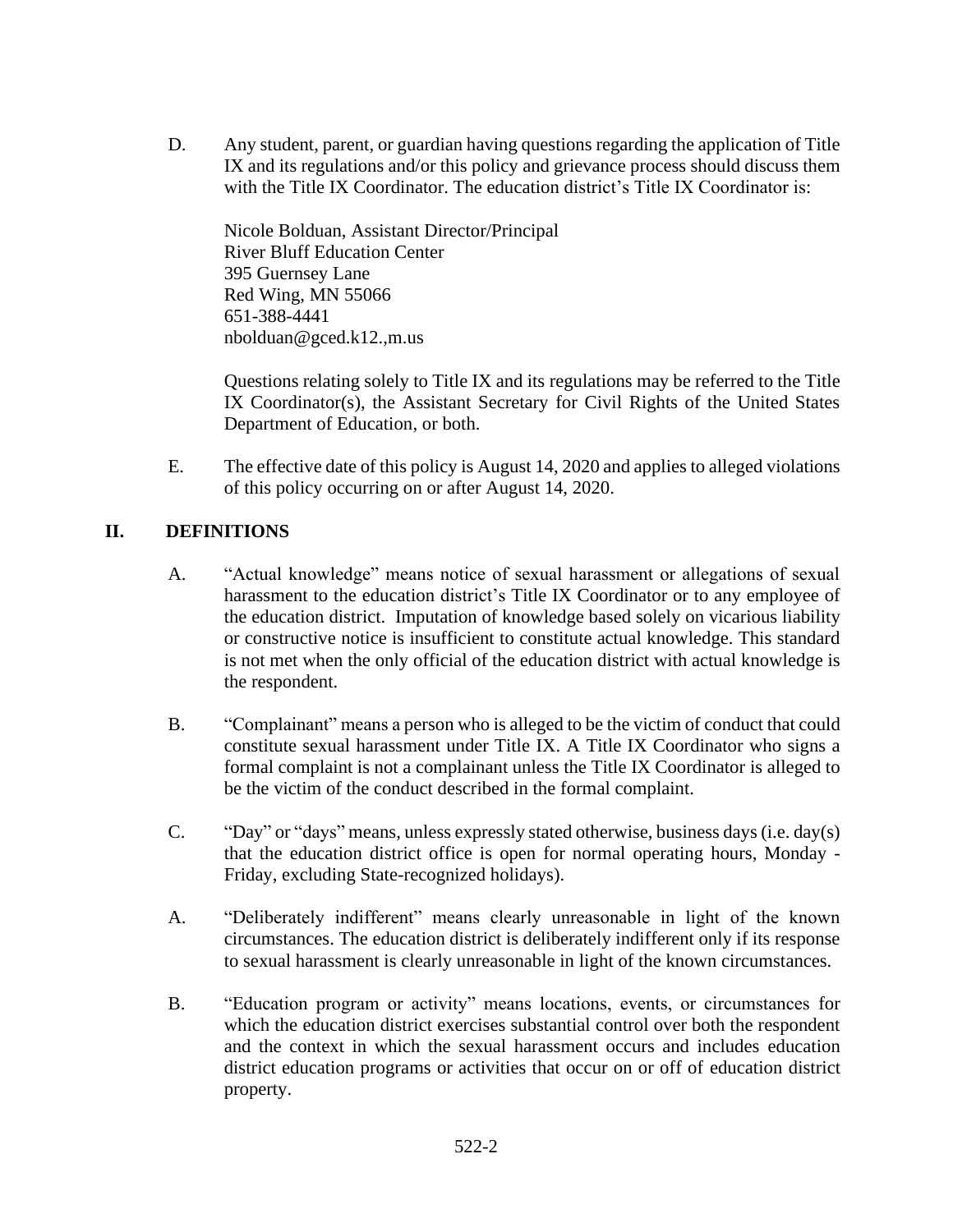D. Any student, parent, or guardian having questions regarding the application of Title IX and its regulations and/or this policy and grievance process should discuss them with the Title IX Coordinator. The education district's Title IX Coordinator is:

   Nicole Bolduan, Assistant Director/Principal
   River Bluff Education Center
   395 Guernsey Lane
   Red Wing, MN 55066
   651-388-4441
   nbolduan@gced.k12.,m.us

   Questions relating solely to Title IX and its regulations may be referred to the Title IX Coordinator(s), the Assistant Secretary for Civil Rights of the United States Department of Education, or both.

E. The effective date of this policy is August 14, 2020 and applies to alleged violations of this policy occurring on or after August 14, 2020.

## II. DEFINITIONS

A. "Actual knowledge" means notice of sexual harassment or allegations of sexual harassment to the education district's Title IX Coordinator or to any employee of the education district. Imputation of knowledge based solely on vicarious liability or constructive notice is insufficient to constitute actual knowledge. This standard is not met when the only official of the education district with actual knowledge is the respondent.

B. "Complainant" means a person who is alleged to be the victim of conduct that could constitute sexual harassment under Title IX. A Title IX Coordinator who signs a formal complaint is not a complainant unless the Title IX Coordinator is alleged to be the victim of the conduct described in the formal complaint.

C. "Day" or "days" means, unless expressly stated otherwise, business days (i.e. day(s) that the education district office is open for normal operating hours, Monday - Friday, excluding State-recognized holidays).

A. "Deliberately indifferent" means clearly unreasonable in light of the known circumstances. The education district is deliberately indifferent only if its response to sexual harassment is clearly unreasonable in light of the known circumstances.

B. "Education program or activity" means locations, events, or circumstances for which the education district exercises substantial control over both the respondent and the context in which the sexual harassment occurs and includes education district education programs or activities that occur on or off of education district property.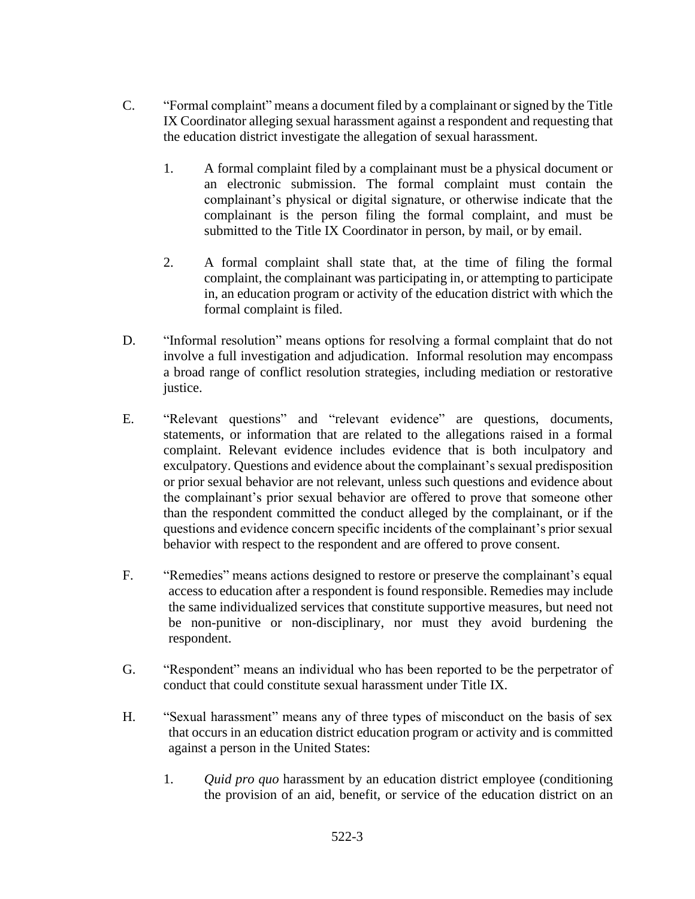C. "Formal complaint" means a document filed by a complainant or signed by the Title IX Coordinator alleging sexual harassment against a respondent and requesting that the education district investigate the allegation of sexual harassment.

   1. A formal complaint filed by a complainant must be a physical document or an electronic submission. The formal complaint must contain the complainant's physical or digital signature, or otherwise indicate that the complainant is the person filing the formal complaint, and must be submitted to the Title IX Coordinator in person, by mail, or by email.

   2. A formal complaint shall state that, at the time of filing the formal complaint, the complainant was participating in, or attempting to participate in, an education program or activity of the education district with which the formal complaint is filed.

D. "Informal resolution" means options for resolving a formal complaint that do not involve a full investigation and adjudication. Informal resolution may encompass a broad range of conflict resolution strategies, including mediation or restorative justice.

E. "Relevant questions" and "relevant evidence" are questions, documents, statements, or information that are related to the allegations raised in a formal complaint. Relevant evidence includes evidence that is both inculpatory and exculpatory. Questions and evidence about the complainant's sexual predisposition or prior sexual behavior are not relevant, unless such questions and evidence about the complainant's prior sexual behavior are offered to prove that someone other than the respondent committed the conduct alleged by the complainant, or if the questions and evidence concern specific incidents of the complainant's prior sexual behavior with respect to the respondent and are offered to prove consent.

F. "Remedies" means actions designed to restore or preserve the complainant's equal access to education after a respondent is found responsible. Remedies may include the same individualized services that constitute supportive measures, but need not be non-punitive or non-disciplinary, nor must they avoid burdening the respondent.

G. "Respondent" means an individual who has been reported to be the perpetrator of conduct that could constitute sexual harassment under Title IX.

H. "Sexual harassment" means any of three types of misconduct on the basis of sex that occurs in an education district education program or activity and is committed against a person in the United States:

   1. *Quid pro quo* harassment by an education district employee (conditioning the provision of an aid, benefit, or service of the education district on an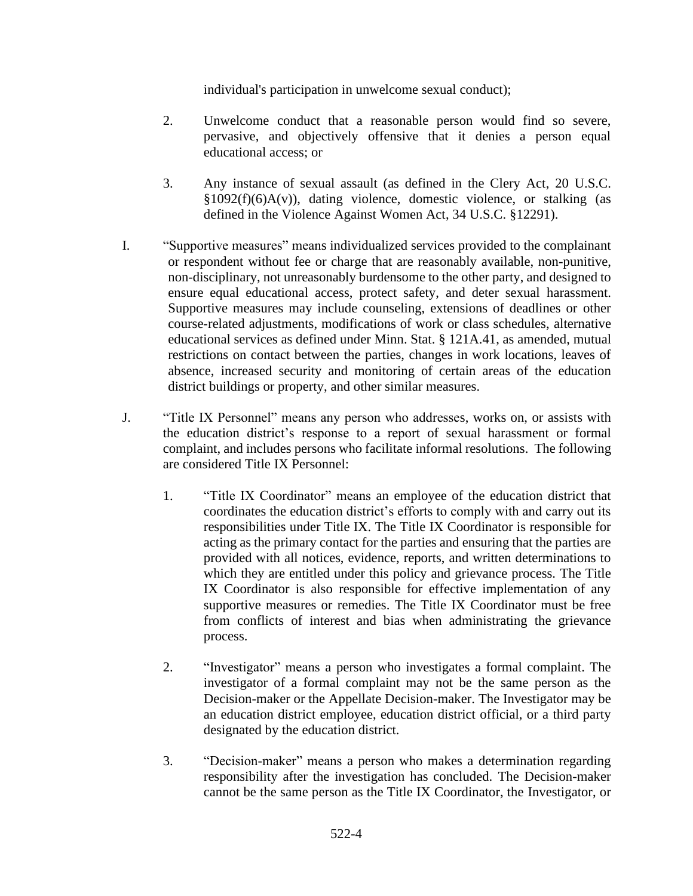individual's participation in unwelcome sexual conduct);

2. Unwelcome conduct that a reasonable person would find so severe, pervasive, and objectively offensive that it denies a person equal educational access; or

3. Any instance of sexual assault (as defined in the Clery Act, 20 U.S.C. §1092(f)(6)A(v)), dating violence, domestic violence, or stalking (as defined in the Violence Against Women Act, 34 U.S.C. §12291).

I. "Supportive measures" means individualized services provided to the complainant or respondent without fee or charge that are reasonably available, non-punitive, non-disciplinary, not unreasonably burdensome to the other party, and designed to ensure equal educational access, protect safety, and deter sexual harassment. Supportive measures may include counseling, extensions of deadlines or other course-related adjustments, modifications of work or class schedules, alternative educational services as defined under Minn. Stat. § 121A.41, as amended, mutual restrictions on contact between the parties, changes in work locations, leaves of absence, increased security and monitoring of certain areas of the education district buildings or property, and other similar measures.

J. "Title IX Personnel" means any person who addresses, works on, or assists with the education district's response to a report of sexual harassment or formal complaint, and includes persons who facilitate informal resolutions. The following are considered Title IX Personnel:

1. "Title IX Coordinator" means an employee of the education district that coordinates the education district's efforts to comply with and carry out its responsibilities under Title IX. The Title IX Coordinator is responsible for acting as the primary contact for the parties and ensuring that the parties are provided with all notices, evidence, reports, and written determinations to which they are entitled under this policy and grievance process. The Title IX Coordinator is also responsible for effective implementation of any supportive measures or remedies. The Title IX Coordinator must be free from conflicts of interest and bias when administrating the grievance process.

2. "Investigator" means a person who investigates a formal complaint. The investigator of a formal complaint may not be the same person as the Decision-maker or the Appellate Decision-maker. The Investigator may be an education district employee, education district official, or a third party designated by the education district.

3. "Decision-maker" means a person who makes a determination regarding responsibility after the investigation has concluded. The Decision-maker cannot be the same person as the Title IX Coordinator, the Investigator, or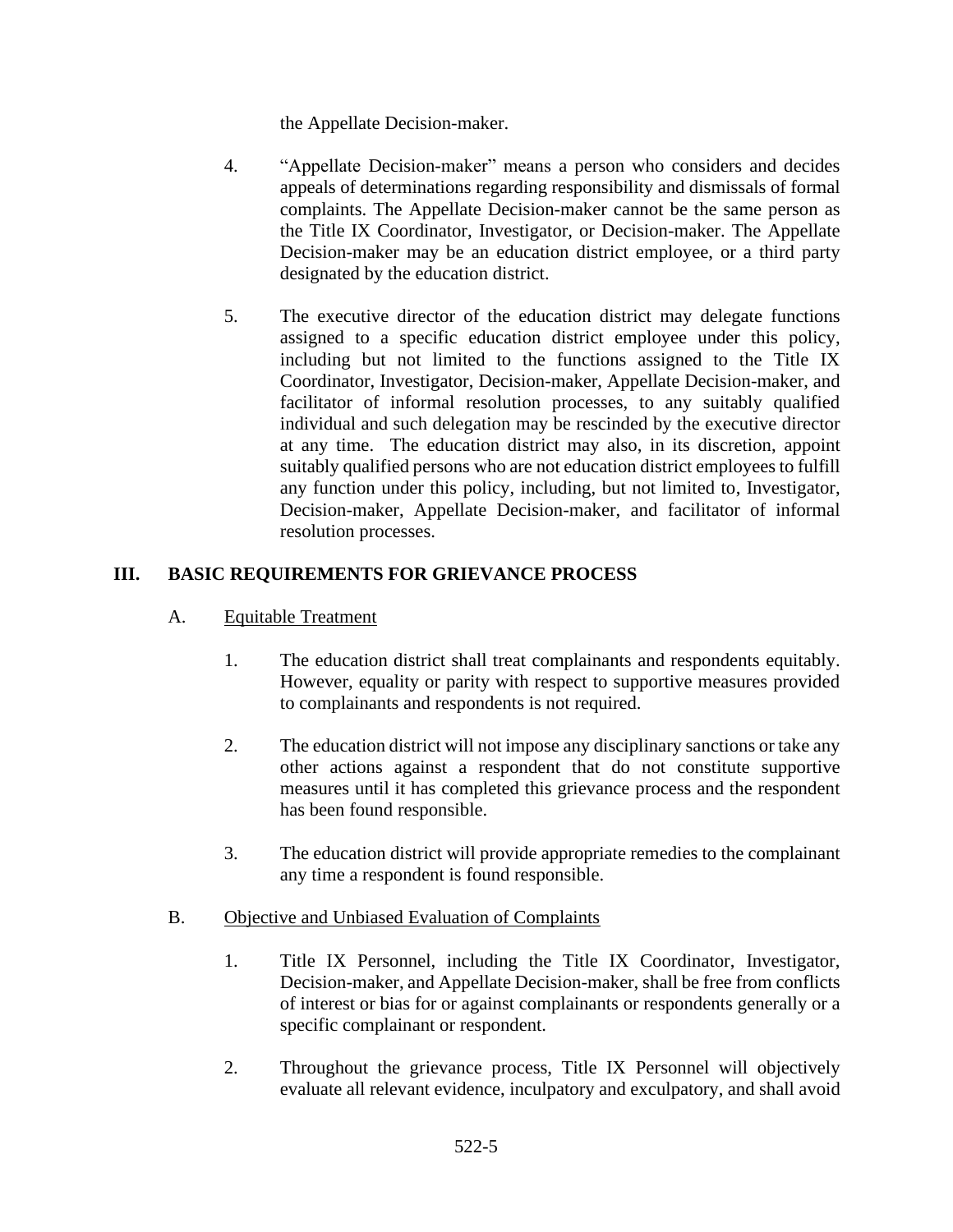the Appellate Decision-maker.

4. "Appellate Decision-maker" means a person who considers and decides appeals of determinations regarding responsibility and dismissals of formal complaints. The Appellate Decision-maker cannot be the same person as the Title IX Coordinator, Investigator, or Decision-maker. The Appellate Decision-maker may be an education district employee, or a third party designated by the education district.

5. The executive director of the education district may delegate functions assigned to a specific education district employee under this policy, including but not limited to the functions assigned to the Title IX Coordinator, Investigator, Decision-maker, Appellate Decision-maker, and facilitator of informal resolution processes, to any suitably qualified individual and such delegation may be rescinded by the executive director at any time. The education district may also, in its discretion, appoint suitably qualified persons who are not education district employees to fulfill any function under this policy, including, but not limited to, Investigator, Decision-maker, Appellate Decision-maker, and facilitator of informal resolution processes.

## III. BASIC REQUIREMENTS FOR GRIEVANCE PROCESS

### A. Equitable Treatment

1. The education district shall treat complainants and respondents equitably. However, equality or parity with respect to supportive measures provided to complainants and respondents is not required.

2. The education district will not impose any disciplinary sanctions or take any other actions against a respondent that do not constitute supportive measures until it has completed this grievance process and the respondent has been found responsible.

3. The education district will provide appropriate remedies to the complainant any time a respondent is found responsible.

### B. Objective and Unbiased Evaluation of Complaints

1. Title IX Personnel, including the Title IX Coordinator, Investigator, Decision-maker, and Appellate Decision-maker, shall be free from conflicts of interest or bias for or against complainants or respondents generally or a specific complainant or respondent.

2. Throughout the grievance process, Title IX Personnel will objectively evaluate all relevant evidence, inculpatory and exculpatory, and shall avoid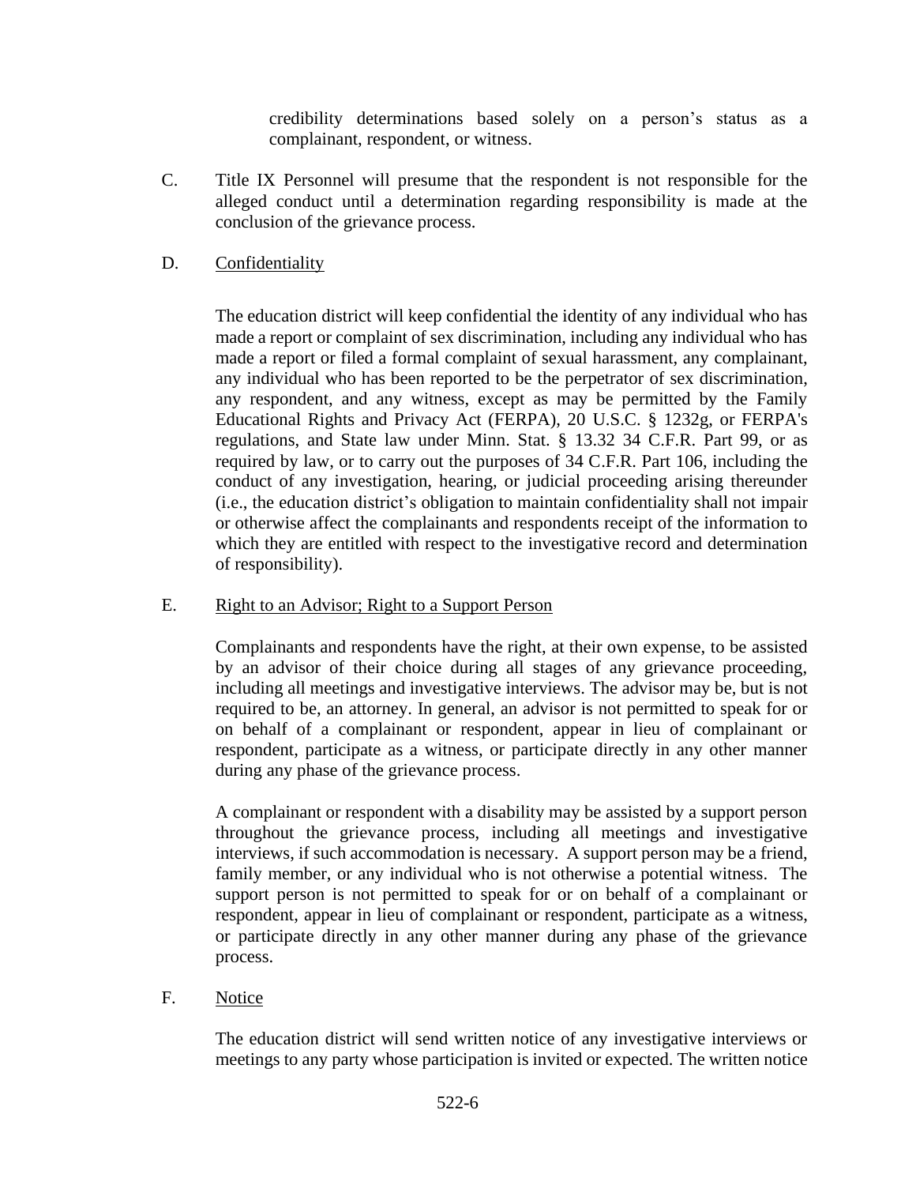credibility determinations based solely on a person's status as a complainant, respondent, or witness.

C. Title IX Personnel will presume that the respondent is not responsible for the alleged conduct until a determination regarding responsibility is made at the conclusion of the grievance process.

D. Confidentiality

The education district will keep confidential the identity of any individual who has made a report or complaint of sex discrimination, including any individual who has made a report or filed a formal complaint of sexual harassment, any complainant, any individual who has been reported to be the perpetrator of sex discrimination, any respondent, and any witness, except as may be permitted by the Family Educational Rights and Privacy Act (FERPA), 20 U.S.C. § 1232g, or FERPA's regulations, and State law under Minn. Stat. § 13.32 34 C.F.R. Part 99, or as required by law, or to carry out the purposes of 34 C.F.R. Part 106, including the conduct of any investigation, hearing, or judicial proceeding arising thereunder (i.e., the education district's obligation to maintain confidentiality shall not impair or otherwise affect the complainants and respondents receipt of the information to which they are entitled with respect to the investigative record and determination of responsibility).

E. Right to an Advisor; Right to a Support Person

Complainants and respondents have the right, at their own expense, to be assisted by an advisor of their choice during all stages of any grievance proceeding, including all meetings and investigative interviews. The advisor may be, but is not required to be, an attorney. In general, an advisor is not permitted to speak for or on behalf of a complainant or respondent, appear in lieu of complainant or respondent, participate as a witness, or participate directly in any other manner during any phase of the grievance process.

A complainant or respondent with a disability may be assisted by a support person throughout the grievance process, including all meetings and investigative interviews, if such accommodation is necessary. A support person may be a friend, family member, or any individual who is not otherwise a potential witness. The support person is not permitted to speak for or on behalf of a complainant or respondent, appear in lieu of complainant or respondent, participate as a witness, or participate directly in any other manner during any phase of the grievance process.

F. Notice

The education district will send written notice of any investigative interviews or meetings to any party whose participation is invited or expected. The written notice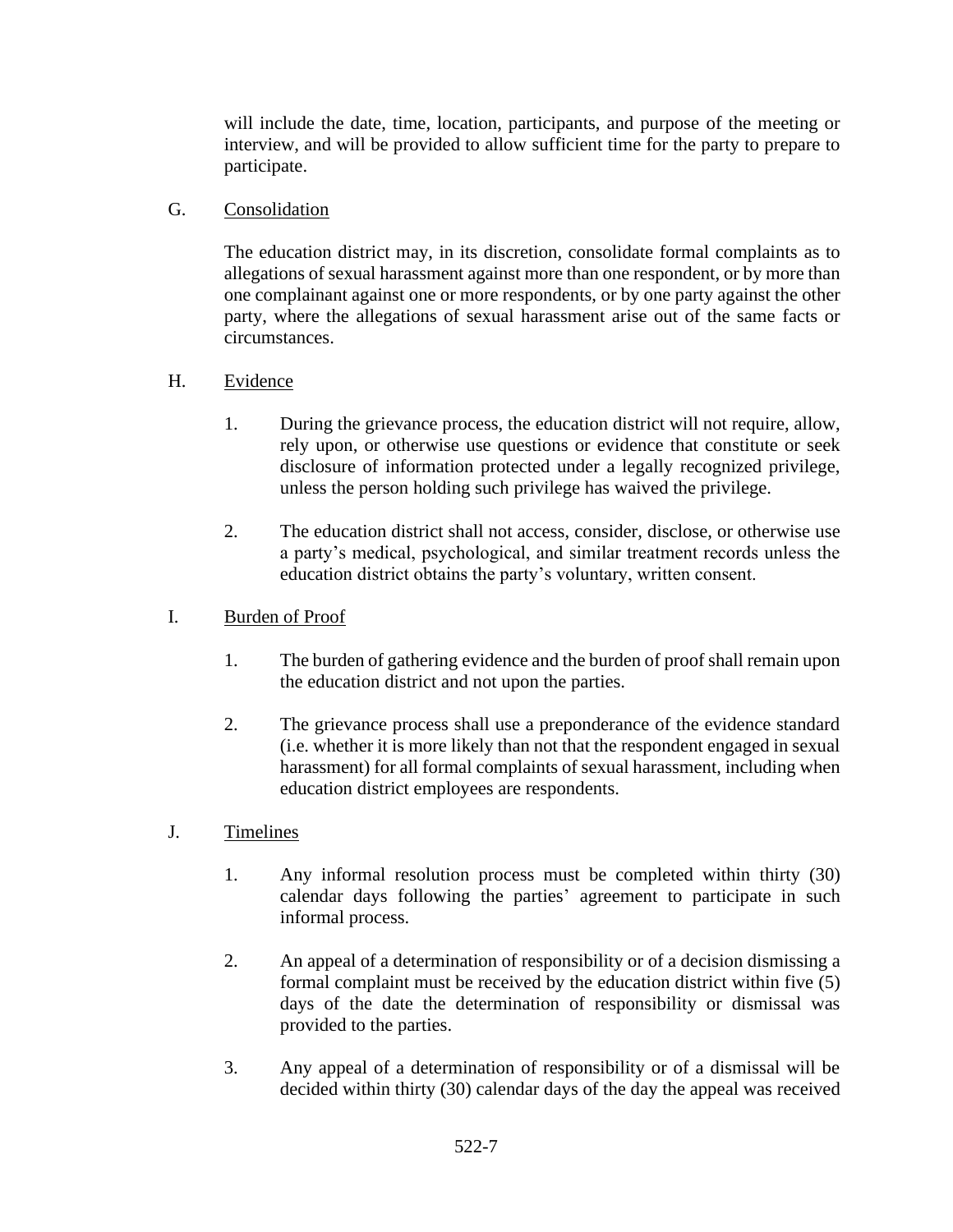will include the date, time, location, participants, and purpose of the meeting or interview, and will be provided to allow sufficient time for the party to prepare to participate.

G. Consolidation

The education district may, in its discretion, consolidate formal complaints as to allegations of sexual harassment against more than one respondent, or by more than one complainant against one or more respondents, or by one party against the other party, where the allegations of sexual harassment arise out of the same facts or circumstances.

H. Evidence

1. During the grievance process, the education district will not require, allow, rely upon, or otherwise use questions or evidence that constitute or seek disclosure of information protected under a legally recognized privilege, unless the person holding such privilege has waived the privilege.

2. The education district shall not access, consider, disclose, or otherwise use a party's medical, psychological, and similar treatment records unless the education district obtains the party's voluntary, written consent.

I. Burden of Proof

1. The burden of gathering evidence and the burden of proof shall remain upon the education district and not upon the parties.

2. The grievance process shall use a preponderance of the evidence standard (i.e. whether it is more likely than not that the respondent engaged in sexual harassment) for all formal complaints of sexual harassment, including when education district employees are respondents.

J. Timelines

1. Any informal resolution process must be completed within thirty (30) calendar days following the parties' agreement to participate in such informal process.

2. An appeal of a determination of responsibility or of a decision dismissing a formal complaint must be received by the education district within five (5) days of the date the determination of responsibility or dismissal was provided to the parties.

3. Any appeal of a determination of responsibility or of a dismissal will be decided within thirty (30) calendar days of the day the appeal was received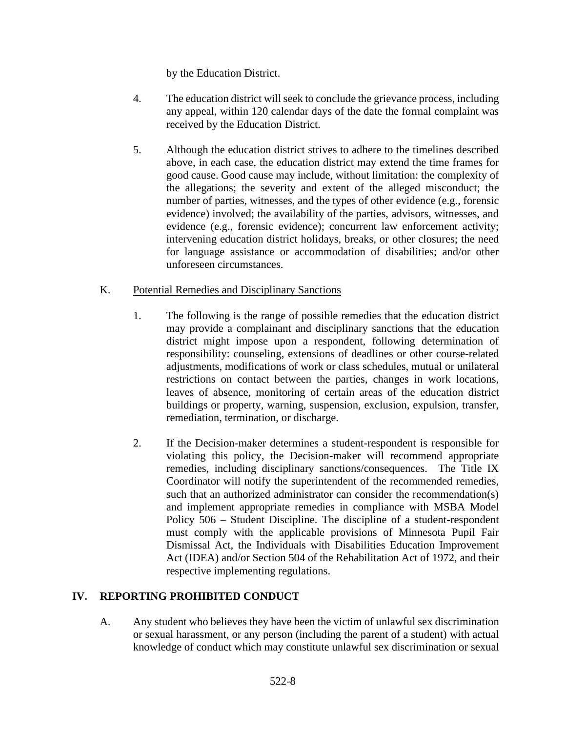by the Education District.

4. The education district will seek to conclude the grievance process, including any appeal, within 120 calendar days of the date the formal complaint was received by the Education District.

5. Although the education district strives to adhere to the timelines described above, in each case, the education district may extend the time frames for good cause. Good cause may include, without limitation: the complexity of the allegations; the severity and extent of the alleged misconduct; the number of parties, witnesses, and the types of other evidence (e.g., forensic evidence) involved; the availability of the parties, advisors, witnesses, and evidence (e.g., forensic evidence); concurrent law enforcement activity; intervening education district holidays, breaks, or other closures; the need for language assistance or accommodation of disabilities; and/or other unforeseen circumstances.

K. Potential Remedies and Disciplinary Sanctions

1. The following is the range of possible remedies that the education district may provide a complainant and disciplinary sanctions that the education district might impose upon a respondent, following determination of responsibility: counseling, extensions of deadlines or other course-related adjustments, modifications of work or class schedules, mutual or unilateral restrictions on contact between the parties, changes in work locations, leaves of absence, monitoring of certain areas of the education district buildings or property, warning, suspension, exclusion, expulsion, transfer, remediation, termination, or discharge.

2. If the Decision-maker determines a student-respondent is responsible for violating this policy, the Decision-maker will recommend appropriate remedies, including disciplinary sanctions/consequences. The Title IX Coordinator will notify the superintendent of the recommended remedies, such that an authorized administrator can consider the recommendation(s) and implement appropriate remedies in compliance with MSBA Model Policy 506 – Student Discipline. The discipline of a student-respondent must comply with the applicable provisions of Minnesota Pupil Fair Dismissal Act, the Individuals with Disabilities Education Improvement Act (IDEA) and/or Section 504 of the Rehabilitation Act of 1972, and their respective implementing regulations.

## IV. REPORTING PROHIBITED CONDUCT

A. Any student who believes they have been the victim of unlawful sex discrimination or sexual harassment, or any person (including the parent of a student) with actual knowledge of conduct which may constitute unlawful sex discrimination or sexual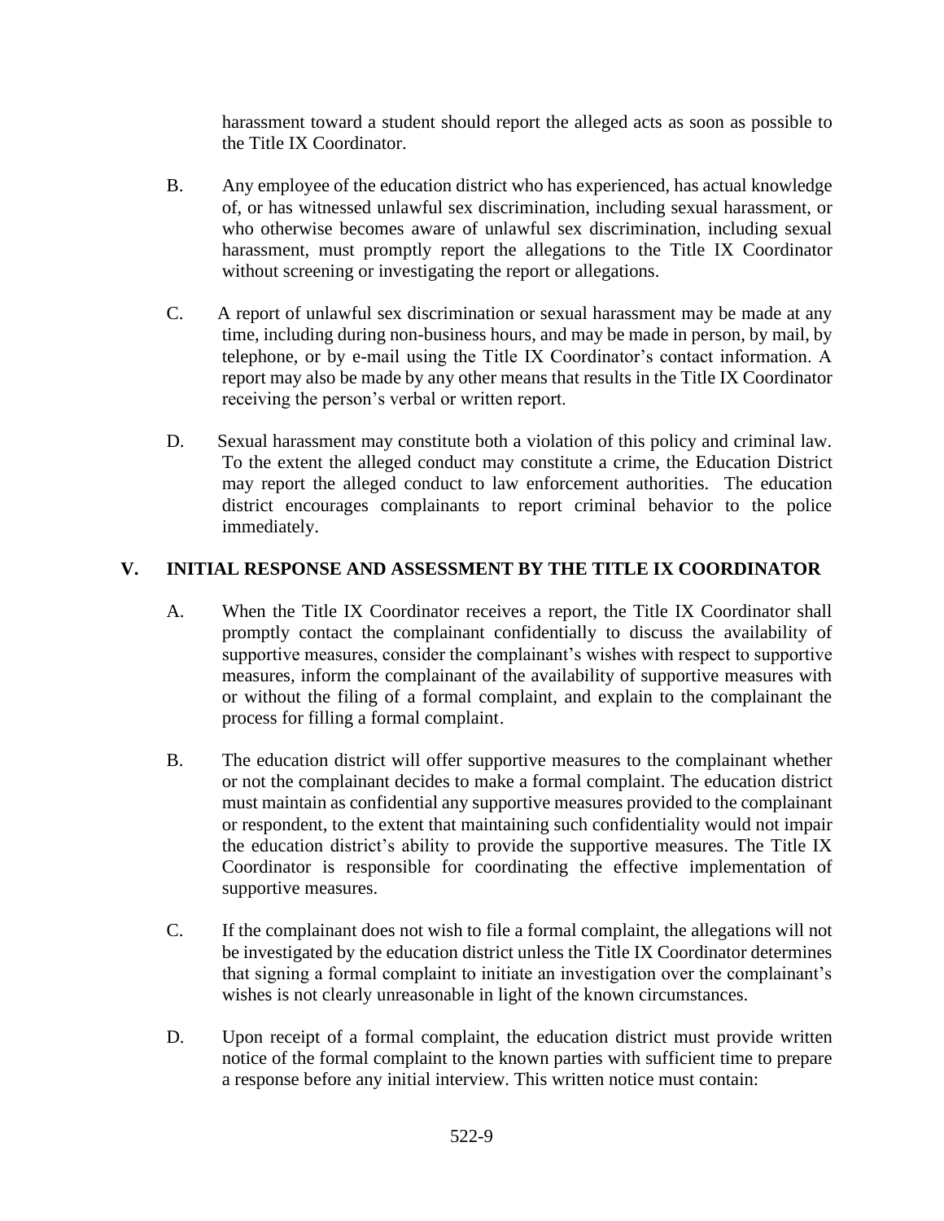harassment toward a student should report the alleged acts as soon as possible to the Title IX Coordinator.

B. Any employee of the education district who has experienced, has actual knowledge of, or has witnessed unlawful sex discrimination, including sexual harassment, or who otherwise becomes aware of unlawful sex discrimination, including sexual harassment, must promptly report the allegations to the Title IX Coordinator without screening or investigating the report or allegations.

C. A report of unlawful sex discrimination or sexual harassment may be made at any time, including during non-business hours, and may be made in person, by mail, by telephone, or by e-mail using the Title IX Coordinator's contact information. A report may also be made by any other means that results in the Title IX Coordinator receiving the person's verbal or written report.

D. Sexual harassment may constitute both a violation of this policy and criminal law. To the extent the alleged conduct may constitute a crime, the Education District may report the alleged conduct to law enforcement authorities. The education district encourages complainants to report criminal behavior to the police immediately.

## V. INITIAL RESPONSE AND ASSESSMENT BY THE TITLE IX COORDINATOR

A. When the Title IX Coordinator receives a report, the Title IX Coordinator shall promptly contact the complainant confidentially to discuss the availability of supportive measures, consider the complainant's wishes with respect to supportive measures, inform the complainant of the availability of supportive measures with or without the filing of a formal complaint, and explain to the complainant the process for filling a formal complaint.

B. The education district will offer supportive measures to the complainant whether or not the complainant decides to make a formal complaint. The education district must maintain as confidential any supportive measures provided to the complainant or respondent, to the extent that maintaining such confidentiality would not impair the education district's ability to provide the supportive measures. The Title IX Coordinator is responsible for coordinating the effective implementation of supportive measures.

C. If the complainant does not wish to file a formal complaint, the allegations will not be investigated by the education district unless the Title IX Coordinator determines that signing a formal complaint to initiate an investigation over the complainant's wishes is not clearly unreasonable in light of the known circumstances.

D. Upon receipt of a formal complaint, the education district must provide written notice of the formal complaint to the known parties with sufficient time to prepare a response before any initial interview. This written notice must contain: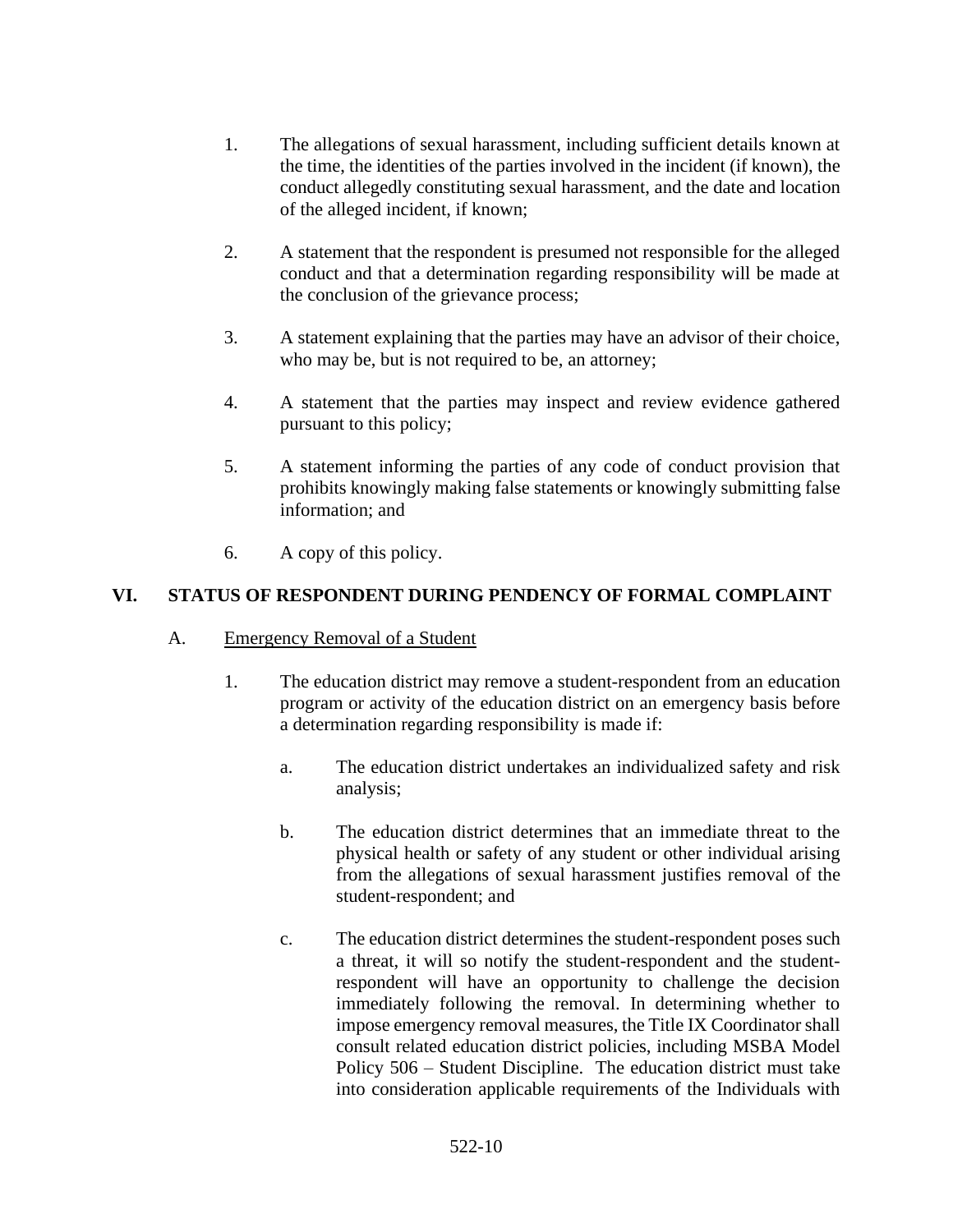1. The allegations of sexual harassment, including sufficient details known at the time, the identities of the parties involved in the incident (if known), the conduct allegedly constituting sexual harassment, and the date and location of the alleged incident, if known;

2. A statement that the respondent is presumed not responsible for the alleged conduct and that a determination regarding responsibility will be made at the conclusion of the grievance process;

3. A statement explaining that the parties may have an advisor of their choice, who may be, but is not required to be, an attorney;

4. A statement that the parties may inspect and review evidence gathered pursuant to this policy;

5. A statement informing the parties of any code of conduct provision that prohibits knowingly making false statements or knowingly submitting false information; and

6. A copy of this policy.

## VI. STATUS OF RESPONDENT DURING PENDENCY OF FORMAL COMPLAINT

A. Emergency Removal of a Student

1. The education district may remove a student-respondent from an education program or activity of the education district on an emergency basis before a determination regarding responsibility is made if:

   a. The education district undertakes an individualized safety and risk analysis;

   b. The education district determines that an immediate threat to the physical health or safety of any student or other individual arising from the allegations of sexual harassment justifies removal of the student-respondent; and

   c. The education district determines the student-respondent poses such a threat, it will so notify the student-respondent and the student-respondent will have an opportunity to challenge the decision immediately following the removal. In determining whether to impose emergency removal measures, the Title IX Coordinator shall consult related education district policies, including MSBA Model Policy 506 – Student Discipline. The education district must take into consideration applicable requirements of the Individuals with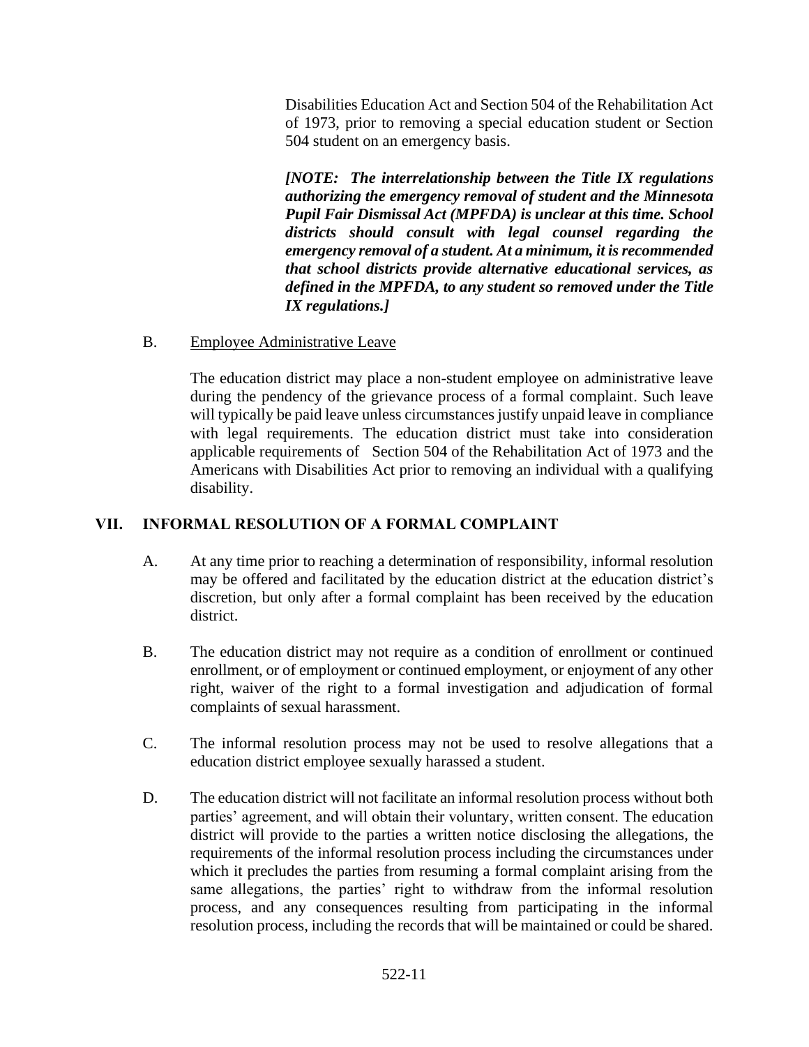Disabilities Education Act and Section 504 of the Rehabilitation Act of 1973, prior to removing a special education student or Section 504 student on an emergency basis.

***[NOTE: The interrelationship between the Title IX regulations authorizing the emergency removal of student and the Minnesota Pupil Fair Dismissal Act (MPFDA) is unclear at this time. School districts should consult with legal counsel regarding the emergency removal of a student. At a minimum, it is recommended that school districts provide alternative educational services, as defined in the MPFDA, to any student so removed under the Title IX regulations.]***

B. Employee Administrative Leave

The education district may place a non-student employee on administrative leave during the pendency of the grievance process of a formal complaint. Such leave will typically be paid leave unless circumstances justify unpaid leave in compliance with legal requirements. The education district must take into consideration applicable requirements of Section 504 of the Rehabilitation Act of 1973 and the Americans with Disabilities Act prior to removing an individual with a qualifying disability.

## VII. INFORMAL RESOLUTION OF A FORMAL COMPLAINT

A. At any time prior to reaching a determination of responsibility, informal resolution may be offered and facilitated by the education district at the education district's discretion, but only after a formal complaint has been received by the education district.

B. The education district may not require as a condition of enrollment or continued enrollment, or of employment or continued employment, or enjoyment of any other right, waiver of the right to a formal investigation and adjudication of formal complaints of sexual harassment.

C. The informal resolution process may not be used to resolve allegations that a education district employee sexually harassed a student.

D. The education district will not facilitate an informal resolution process without both parties' agreement, and will obtain their voluntary, written consent. The education district will provide to the parties a written notice disclosing the allegations, the requirements of the informal resolution process including the circumstances under which it precludes the parties from resuming a formal complaint arising from the same allegations, the parties' right to withdraw from the informal resolution process, and any consequences resulting from participating in the informal resolution process, including the records that will be maintained or could be shared.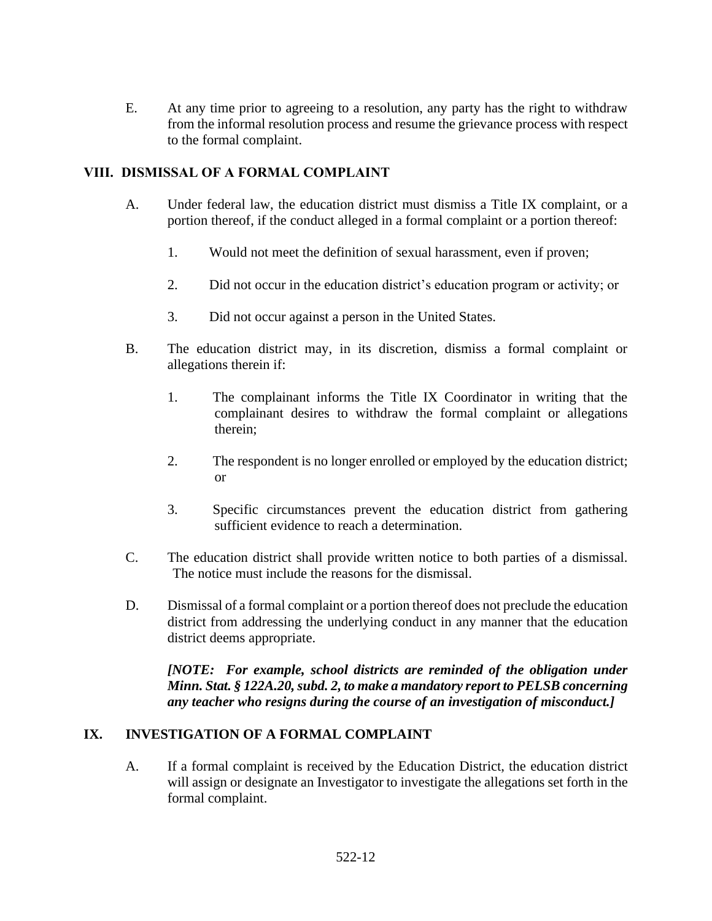E. At any time prior to agreeing to a resolution, any party has the right to withdraw from the informal resolution process and resume the grievance process with respect to the formal complaint.

## VIII. DISMISSAL OF A FORMAL COMPLAINT

A. Under federal law, the education district must dismiss a Title IX complaint, or a portion thereof, if the conduct alleged in a formal complaint or a portion thereof:

1. Would not meet the definition of sexual harassment, even if proven;

2. Did not occur in the education district's education program or activity; or

3. Did not occur against a person in the United States.

B. The education district may, in its discretion, dismiss a formal complaint or allegations therein if:

1. The complainant informs the Title IX Coordinator in writing that the complainant desires to withdraw the formal complaint or allegations therein;

2. The respondent is no longer enrolled or employed by the education district; or

3. Specific circumstances prevent the education district from gathering sufficient evidence to reach a determination.

C. The education district shall provide written notice to both parties of a dismissal. The notice must include the reasons for the dismissal.

D. Dismissal of a formal complaint or a portion thereof does not preclude the education district from addressing the underlying conduct in any manner that the education district deems appropriate.

***[NOTE: For example, school districts are reminded of the obligation under Minn. Stat. § 122A.20, subd. 2, to make a mandatory report to PELSB concerning any teacher who resigns during the course of an investigation of misconduct.]***

## IX. INVESTIGATION OF A FORMAL COMPLAINT

A. If a formal complaint is received by the Education District, the education district will assign or designate an Investigator to investigate the allegations set forth in the formal complaint.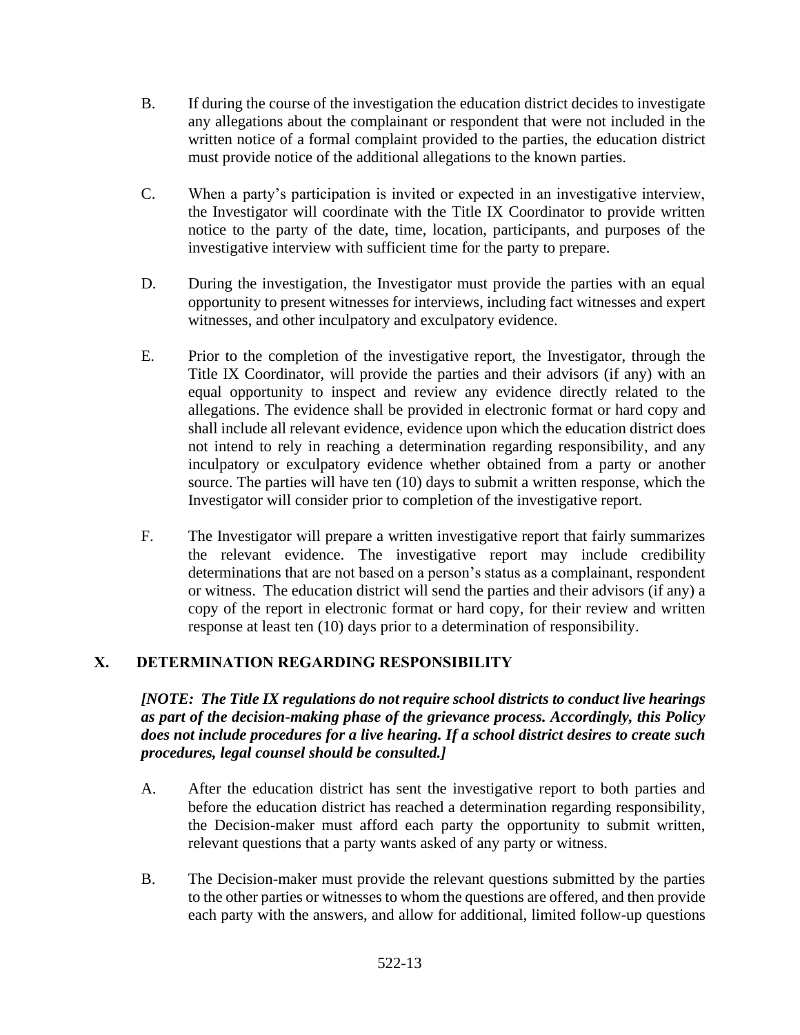B. If during the course of the investigation the education district decides to investigate any allegations about the complainant or respondent that were not included in the written notice of a formal complaint provided to the parties, the education district must provide notice of the additional allegations to the known parties.

C. When a party's participation is invited or expected in an investigative interview, the Investigator will coordinate with the Title IX Coordinator to provide written notice to the party of the date, time, location, participants, and purposes of the investigative interview with sufficient time for the party to prepare.

D. During the investigation, the Investigator must provide the parties with an equal opportunity to present witnesses for interviews, including fact witnesses and expert witnesses, and other inculpatory and exculpatory evidence.

E. Prior to the completion of the investigative report, the Investigator, through the Title IX Coordinator, will provide the parties and their advisors (if any) with an equal opportunity to inspect and review any evidence directly related to the allegations. The evidence shall be provided in electronic format or hard copy and shall include all relevant evidence, evidence upon which the education district does not intend to rely in reaching a determination regarding responsibility, and any inculpatory or exculpatory evidence whether obtained from a party or another source. The parties will have ten (10) days to submit a written response, which the Investigator will consider prior to completion of the investigative report.

F. The Investigator will prepare a written investigative report that fairly summarizes the relevant evidence. The investigative report may include credibility determinations that are not based on a person's status as a complainant, respondent or witness. The education district will send the parties and their advisors (if any) a copy of the report in electronic format or hard copy, for their review and written response at least ten (10) days prior to a determination of responsibility.

## X. DETERMINATION REGARDING RESPONSIBILITY

***[NOTE: The Title IX regulations do not require school districts to conduct live hearings as part of the decision-making phase of the grievance process. Accordingly, this Policy does not include procedures for a live hearing. If a school district desires to create such procedures, legal counsel should be consulted.]***

A. After the education district has sent the investigative report to both parties and before the education district has reached a determination regarding responsibility, the Decision-maker must afford each party the opportunity to submit written, relevant questions that a party wants asked of any party or witness.

B. The Decision-maker must provide the relevant questions submitted by the parties to the other parties or witnesses to whom the questions are offered, and then provide each party with the answers, and allow for additional, limited follow-up questions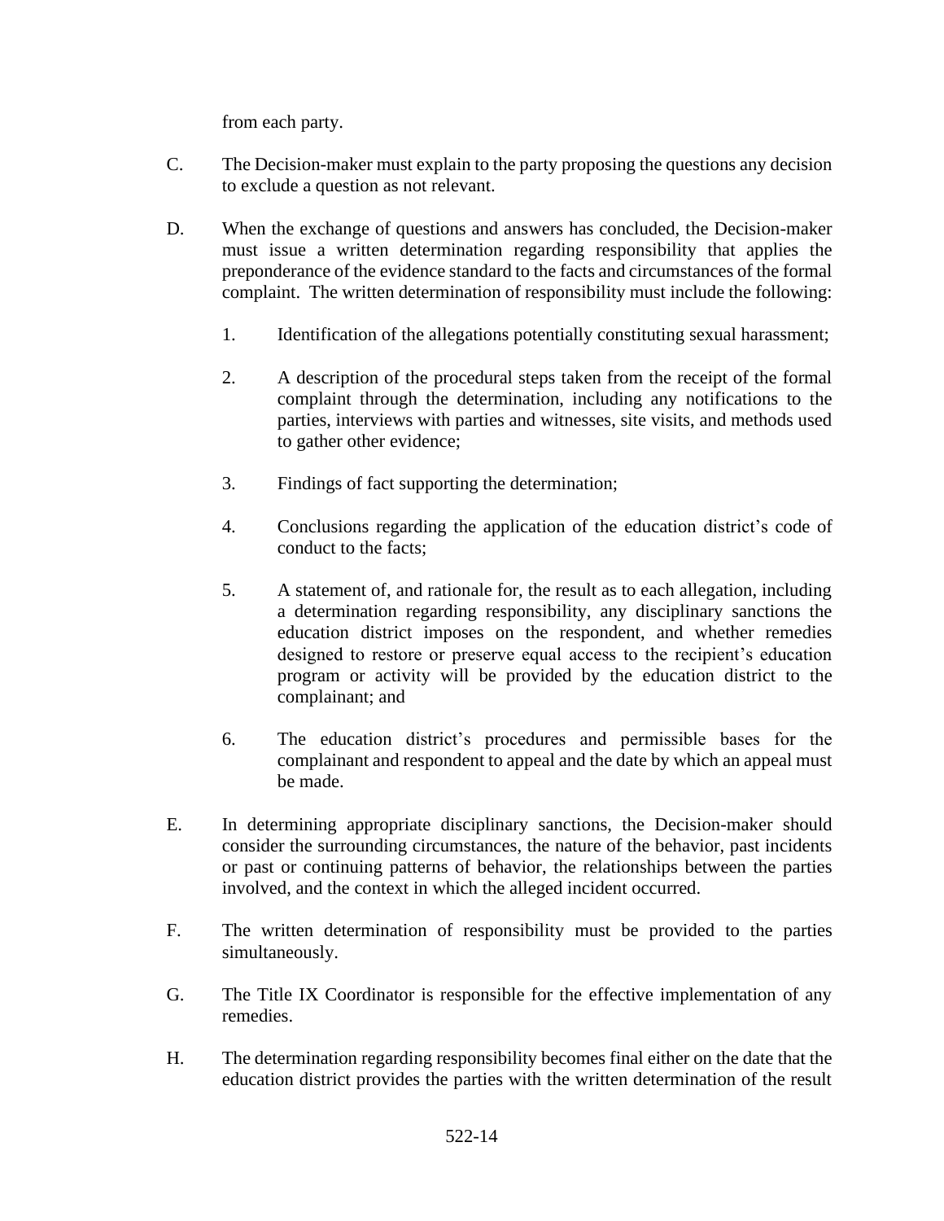from each party.

C. The Decision-maker must explain to the party proposing the questions any decision to exclude a question as not relevant.

D. When the exchange of questions and answers has concluded, the Decision-maker must issue a written determination regarding responsibility that applies the preponderance of the evidence standard to the facts and circumstances of the formal complaint. The written determination of responsibility must include the following:

   1. Identification of the allegations potentially constituting sexual harassment;

   2. A description of the procedural steps taken from the receipt of the formal complaint through the determination, including any notifications to the parties, interviews with parties and witnesses, site visits, and methods used to gather other evidence;

   3. Findings of fact supporting the determination;

   4. Conclusions regarding the application of the education district's code of conduct to the facts;

   5. A statement of, and rationale for, the result as to each allegation, including a determination regarding responsibility, any disciplinary sanctions the education district imposes on the respondent, and whether remedies designed to restore or preserve equal access to the recipient's education program or activity will be provided by the education district to the complainant; and

   6. The education district's procedures and permissible bases for the complainant and respondent to appeal and the date by which an appeal must be made.

E. In determining appropriate disciplinary sanctions, the Decision-maker should consider the surrounding circumstances, the nature of the behavior, past incidents or past or continuing patterns of behavior, the relationships between the parties involved, and the context in which the alleged incident occurred.

F. The written determination of responsibility must be provided to the parties simultaneously.

G. The Title IX Coordinator is responsible for the effective implementation of any remedies.

H. The determination regarding responsibility becomes final either on the date that the education district provides the parties with the written determination of the result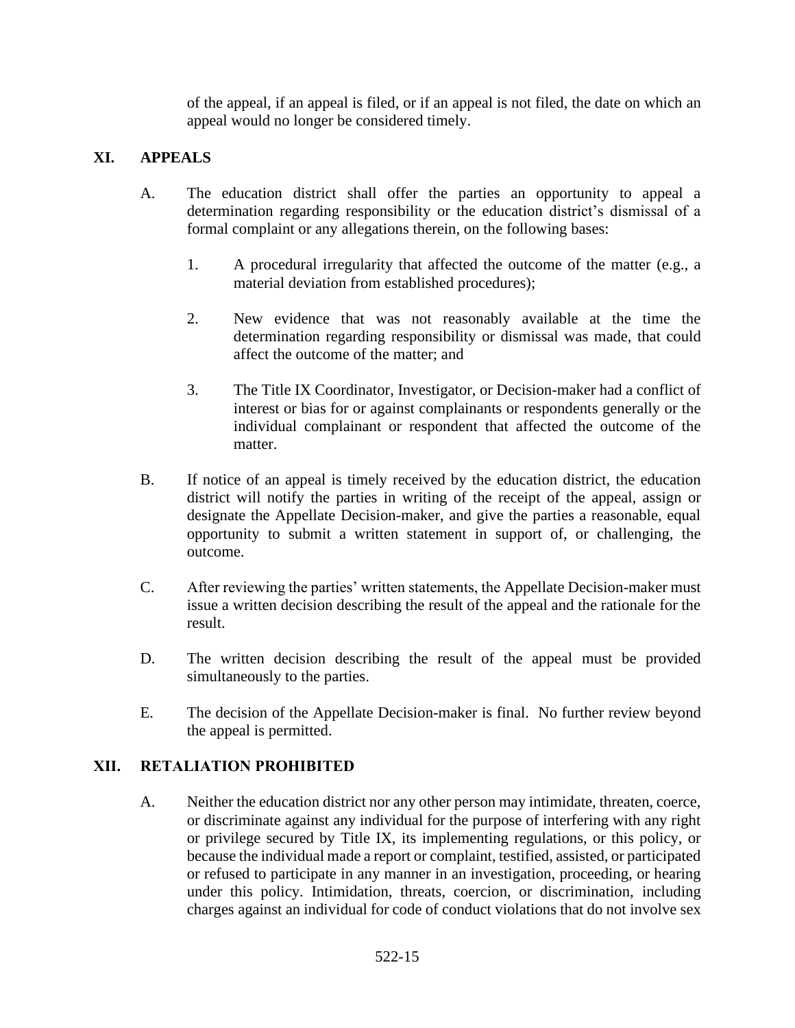of the appeal, if an appeal is filed, or if an appeal is not filed, the date on which an appeal would no longer be considered timely.

## XI. APPEALS

A. The education district shall offer the parties an opportunity to appeal a determination regarding responsibility or the education district's dismissal of a formal complaint or any allegations therein, on the following bases:

   1. A procedural irregularity that affected the outcome of the matter (e.g., a material deviation from established procedures);

   2. New evidence that was not reasonably available at the time the determination regarding responsibility or dismissal was made, that could affect the outcome of the matter; and

   3. The Title IX Coordinator, Investigator, or Decision-maker had a conflict of interest or bias for or against complainants or respondents generally or the individual complainant or respondent that affected the outcome of the matter.

B. If notice of an appeal is timely received by the education district, the education district will notify the parties in writing of the receipt of the appeal, assign or designate the Appellate Decision-maker, and give the parties a reasonable, equal opportunity to submit a written statement in support of, or challenging, the outcome.

C. After reviewing the parties' written statements, the Appellate Decision-maker must issue a written decision describing the result of the appeal and the rationale for the result.

D. The written decision describing the result of the appeal must be provided simultaneously to the parties.

E. The decision of the Appellate Decision-maker is final. No further review beyond the appeal is permitted.

## XII. RETALIATION PROHIBITED

A. Neither the education district nor any other person may intimidate, threaten, coerce, or discriminate against any individual for the purpose of interfering with any right or privilege secured by Title IX, its implementing regulations, or this policy, or because the individual made a report or complaint, testified, assisted, or participated or refused to participate in any manner in an investigation, proceeding, or hearing under this policy. Intimidation, threats, coercion, or discrimination, including charges against an individual for code of conduct violations that do not involve sex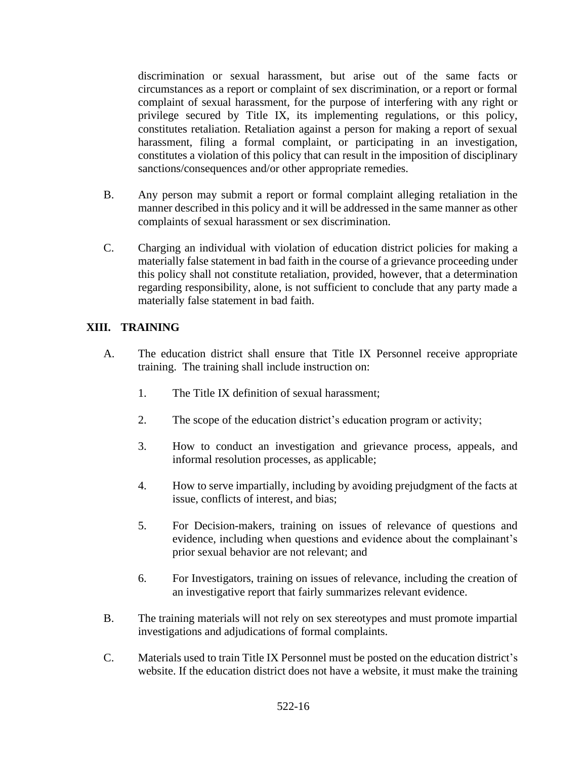discrimination or sexual harassment, but arise out of the same facts or circumstances as a report or complaint of sex discrimination, or a report or formal complaint of sexual harassment, for the purpose of interfering with any right or privilege secured by Title IX, its implementing regulations, or this policy, constitutes retaliation. Retaliation against a person for making a report of sexual harassment, filing a formal complaint, or participating in an investigation, constitutes a violation of this policy that can result in the imposition of disciplinary sanctions/consequences and/or other appropriate remedies.

B. Any person may submit a report or formal complaint alleging retaliation in the manner described in this policy and it will be addressed in the same manner as other complaints of sexual harassment or sex discrimination.

C. Charging an individual with violation of education district policies for making a materially false statement in bad faith in the course of a grievance proceeding under this policy shall not constitute retaliation, provided, however, that a determination regarding responsibility, alone, is not sufficient to conclude that any party made a materially false statement in bad faith.

## XIII. TRAINING

A. The education district shall ensure that Title IX Personnel receive appropriate training. The training shall include instruction on:

1. The Title IX definition of sexual harassment;

2. The scope of the education district's education program or activity;

3. How to conduct an investigation and grievance process, appeals, and informal resolution processes, as applicable;

4. How to serve impartially, including by avoiding prejudgment of the facts at issue, conflicts of interest, and bias;

5. For Decision-makers, training on issues of relevance of questions and evidence, including when questions and evidence about the complainant's prior sexual behavior are not relevant; and

6. For Investigators, training on issues of relevance, including the creation of an investigative report that fairly summarizes relevant evidence.

B. The training materials will not rely on sex stereotypes and must promote impartial investigations and adjudications of formal complaints.

C. Materials used to train Title IX Personnel must be posted on the education district's website. If the education district does not have a website, it must make the training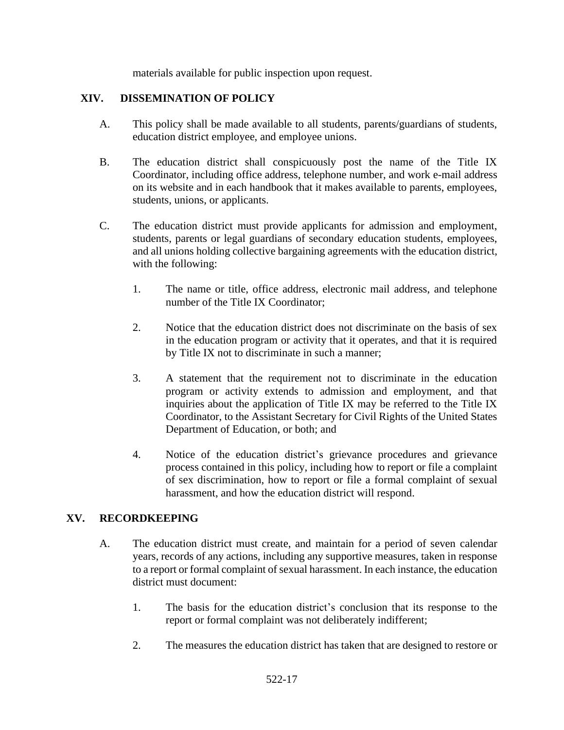materials available for public inspection upon request.

## XIV. DISSEMINATION OF POLICY

A. This policy shall be made available to all students, parents/guardians of students, education district employee, and employee unions.

B. The education district shall conspicuously post the name of the Title IX Coordinator, including office address, telephone number, and work e-mail address on its website and in each handbook that it makes available to parents, employees, students, unions, or applicants.

C. The education district must provide applicants for admission and employment, students, parents or legal guardians of secondary education students, employees, and all unions holding collective bargaining agreements with the education district, with the following:

1. The name or title, office address, electronic mail address, and telephone number of the Title IX Coordinator;

2. Notice that the education district does not discriminate on the basis of sex in the education program or activity that it operates, and that it is required by Title IX not to discriminate in such a manner;

3. A statement that the requirement not to discriminate in the education program or activity extends to admission and employment, and that inquiries about the application of Title IX may be referred to the Title IX Coordinator, to the Assistant Secretary for Civil Rights of the United States Department of Education, or both; and

4. Notice of the education district's grievance procedures and grievance process contained in this policy, including how to report or file a complaint of sex discrimination, how to report or file a formal complaint of sexual harassment, and how the education district will respond.

## XV. RECORDKEEPING

A. The education district must create, and maintain for a period of seven calendar years, records of any actions, including any supportive measures, taken in response to a report or formal complaint of sexual harassment. In each instance, the education district must document:

1. The basis for the education district's conclusion that its response to the report or formal complaint was not deliberately indifferent;

2. The measures the education district has taken that are designed to restore or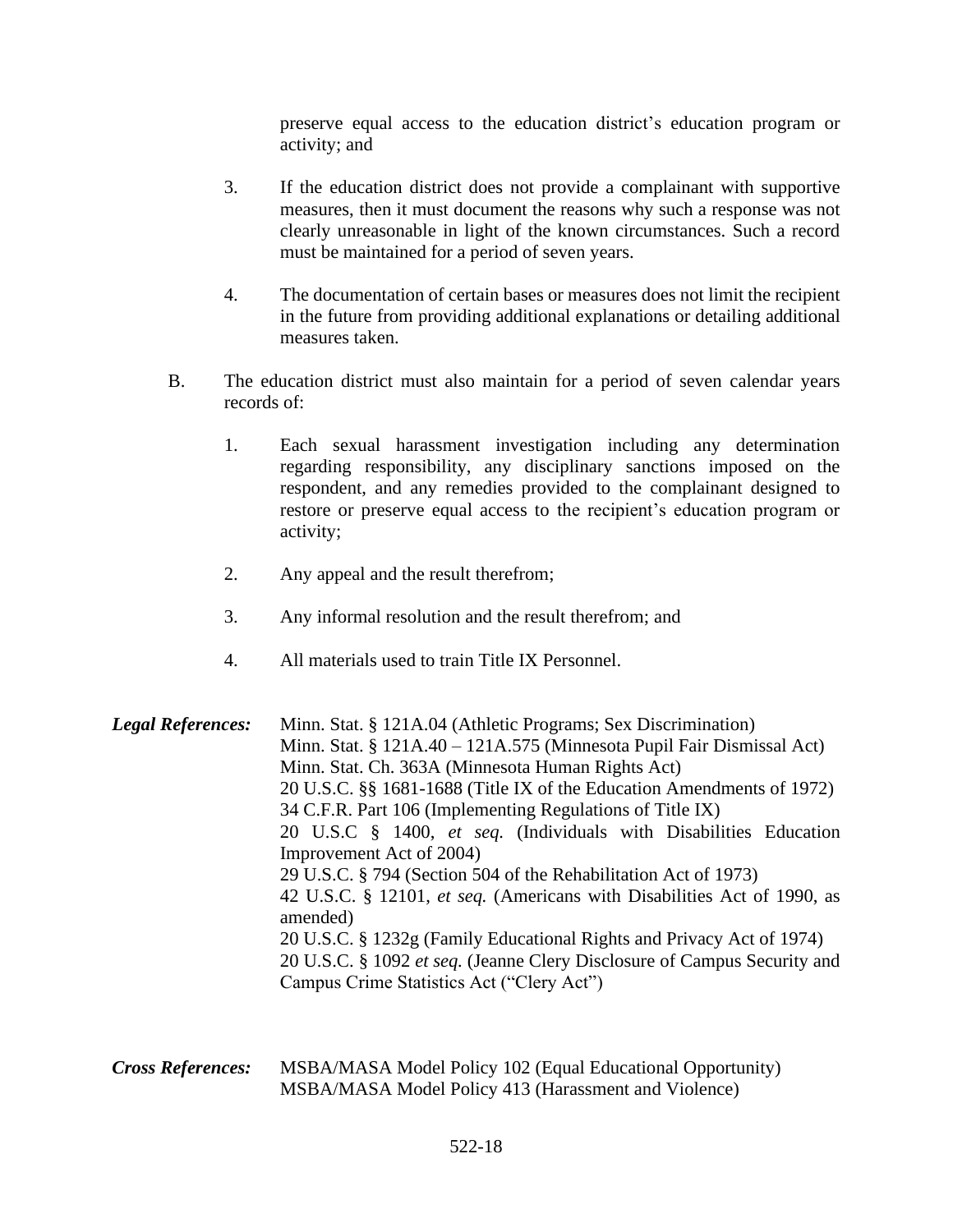preserve equal access to the education district's education program or activity; and

3. If the education district does not provide a complainant with supportive measures, then it must document the reasons why such a response was not clearly unreasonable in light of the known circumstances. Such a record must be maintained for a period of seven years.

4. The documentation of certain bases or measures does not limit the recipient in the future from providing additional explanations or detailing additional measures taken.

B. The education district must also maintain for a period of seven calendar years records of:

   1. Each sexual harassment investigation including any determination regarding responsibility, any disciplinary sanctions imposed on the respondent, and any remedies provided to the complainant designed to restore or preserve equal access to the recipient's education program or activity;

   2. Any appeal and the result therefrom;

   3. Any informal resolution and the result therefrom; and

   4. All materials used to train Title IX Personnel.

***Legal References:***

Minn. Stat. § 121A.04 (Athletic Programs; Sex Discrimination)
Minn. Stat. § 121A.40 – 121A.575 (Minnesota Pupil Fair Dismissal Act)
Minn. Stat. Ch. 363A (Minnesota Human Rights Act)
20 U.S.C. §§ 1681-1688 (Title IX of the Education Amendments of 1972)
34 C.F.R. Part 106 (Implementing Regulations of Title IX)
20 U.S.C § 1400, *et seq.* (Individuals with Disabilities Education Improvement Act of 2004)
29 U.S.C. § 794 (Section 504 of the Rehabilitation Act of 1973)
42 U.S.C. § 12101, *et seq.* (Americans with Disabilities Act of 1990, as amended)
20 U.S.C. § 1232g (Family Educational Rights and Privacy Act of 1974)
20 U.S.C. § 1092 *et seq.* (Jeanne Clery Disclosure of Campus Security and Campus Crime Statistics Act ("Clery Act")

***Cross References:***

MSBA/MASA Model Policy 102 (Equal Educational Opportunity)
MSBA/MASA Model Policy 413 (Harassment and Violence)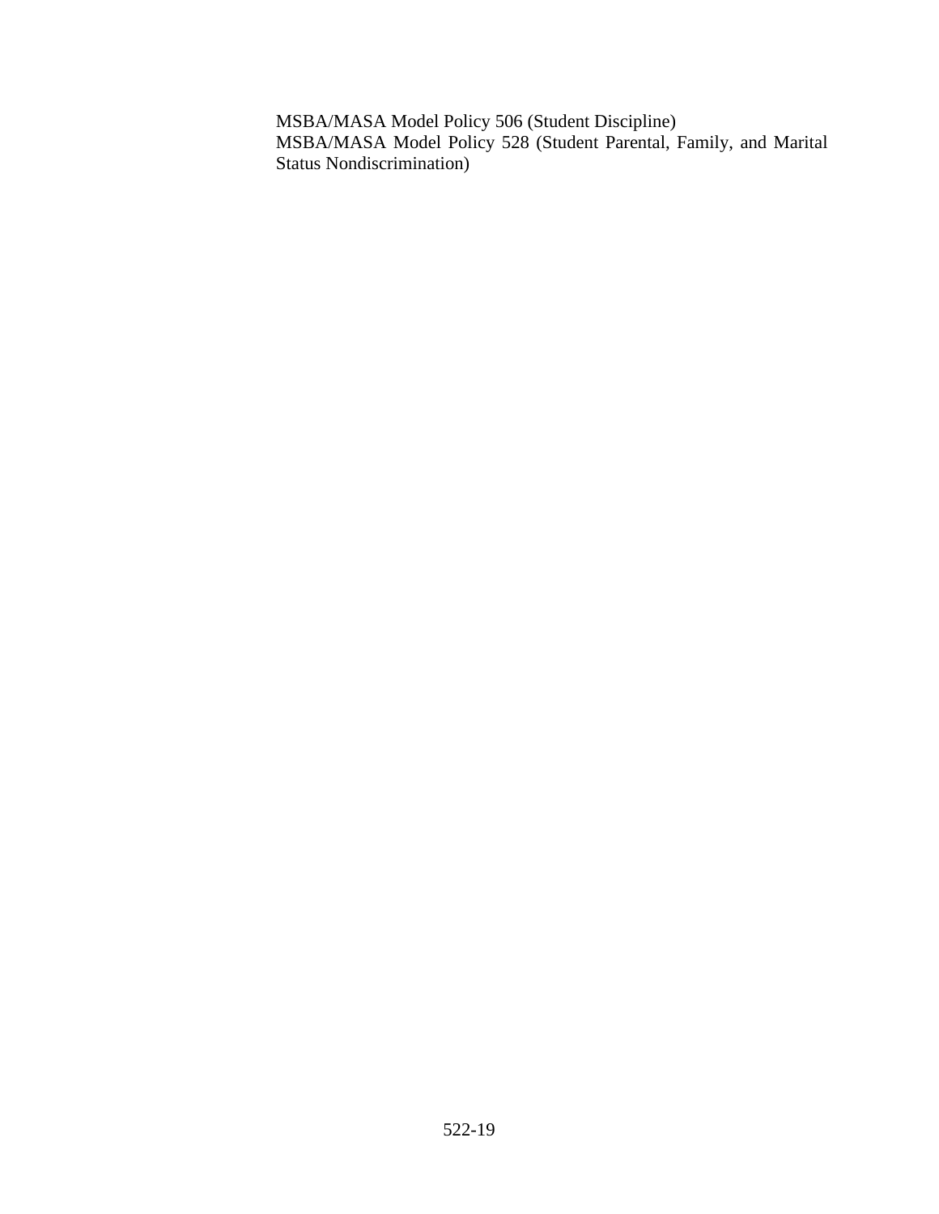MSBA/MASA Model Policy 506 (Student Discipline)
MSBA/MASA Model Policy 528 (Student Parental, Family, and Marital Status Nondiscrimination)